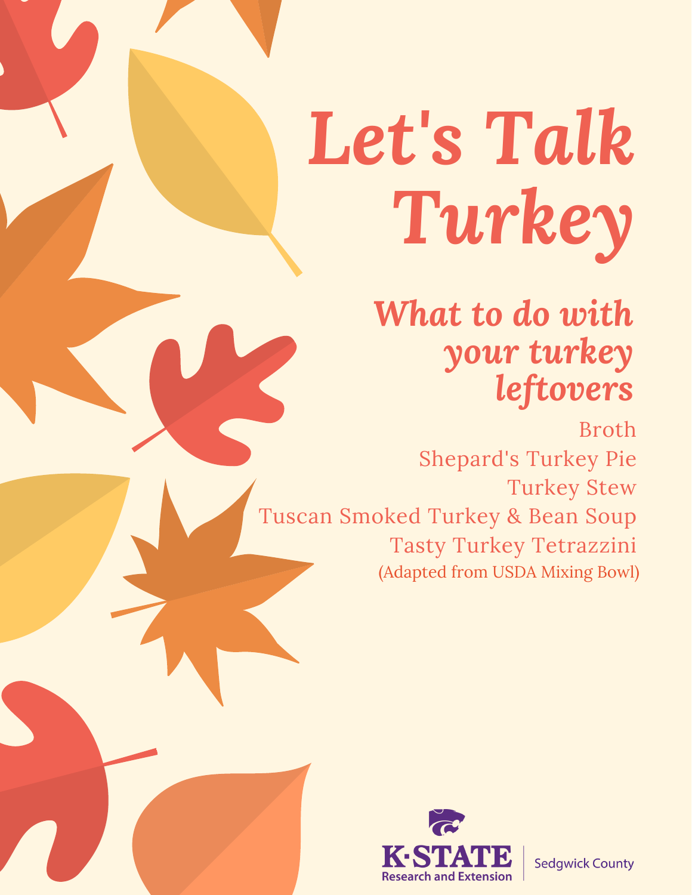# Let's Talk Turkey

## *What to do with your turkey leftovers*

Broth

Shepard's Turkey Pie

Turkey Stew

Tuscan Smoked Turkey & Bean Soup

Tasty Turkey Tetrazzini

(Adapted from USDA Mixing Bowl)

K-STATE Research and Extension | Sedgwick County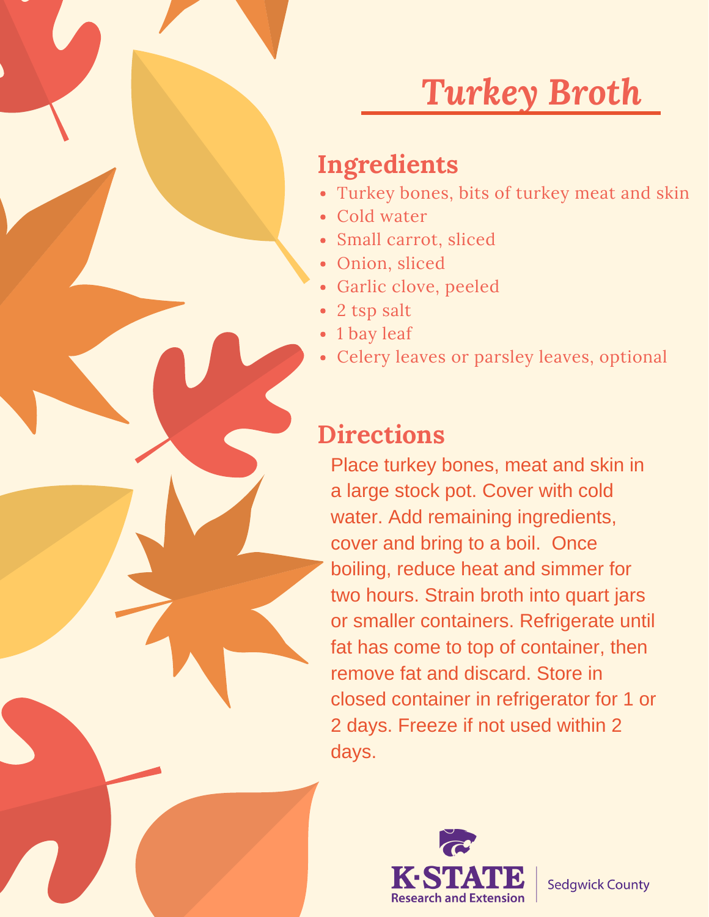# *Turkey Broth*

## Ingredients

- Turkey bones, bits of turkey meat and skin
- Cold water
- Small carrot, sliced
- Onion, sliced
- Garlic clove, peeled
- 2 tsp salt
- 1 bay leaf
- Celery leaves or parsley leaves, optional

## Directions

Place turkey bones, meat and skin in a large stock pot. Cover with cold water. Add remaining ingredients, cover and bring to a boil. Once boiling, reduce heat and simmer for two hours. Strain broth into quart jars or smaller containers. Refrigerate until fat has come to top of container, then remove fat and discard. Store in closed container in refrigerator for 1 or 2 days. Freeze if not used within 2 days.

K·STATE Research and Extension | Sedgwick County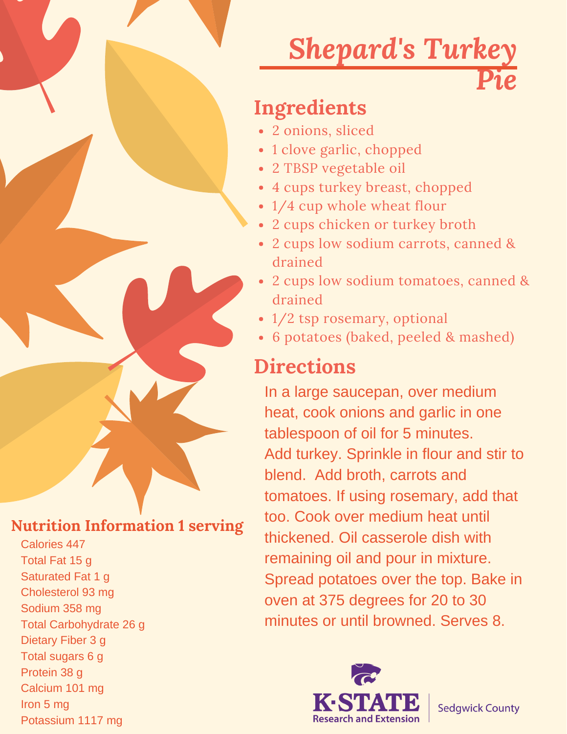# Shepard's Turkey Pie

## Ingredients

- 2 onions, sliced
- 1 clove garlic, chopped
- 2 TBSP vegetable oil
- 4 cups turkey breast, chopped
- 1/4 cup whole wheat flour
- 2 cups chicken or turkey broth
- 2 cups low sodium carrots, canned & drained
- 2 cups low sodium tomatoes, canned & drained
- 1/2 tsp rosemary, optional
- 6 potatoes (baked, peeled & mashed)

## Directions

In a large saucepan, over medium heat, cook onions and garlic in one tablespoon of oil for 5 minutes. Add turkey. Sprinkle in flour and stir to blend. Add broth, carrots and tomatoes. If using rosemary, add that too. Cook over medium heat until thickened. Oil casserole dish with remaining oil and pour in mixture. Spread potatoes over the top. Bake in oven at 375 degrees for 20 to 30 minutes or until browned. Serves 8.

### Nutrition Information 1 serving

Calories 447
Total Fat 15 g
Saturated Fat 1 g
Cholesterol 93 mg
Sodium 358 mg
Total Carbohydrate 26 g
Dietary Fiber 3 g
Total sugars 6 g
Protein 38 g
Calcium 101 mg
Iron 5 mg
Potassium 1117 mg

K·STATE Research and Extension | Sedgwick County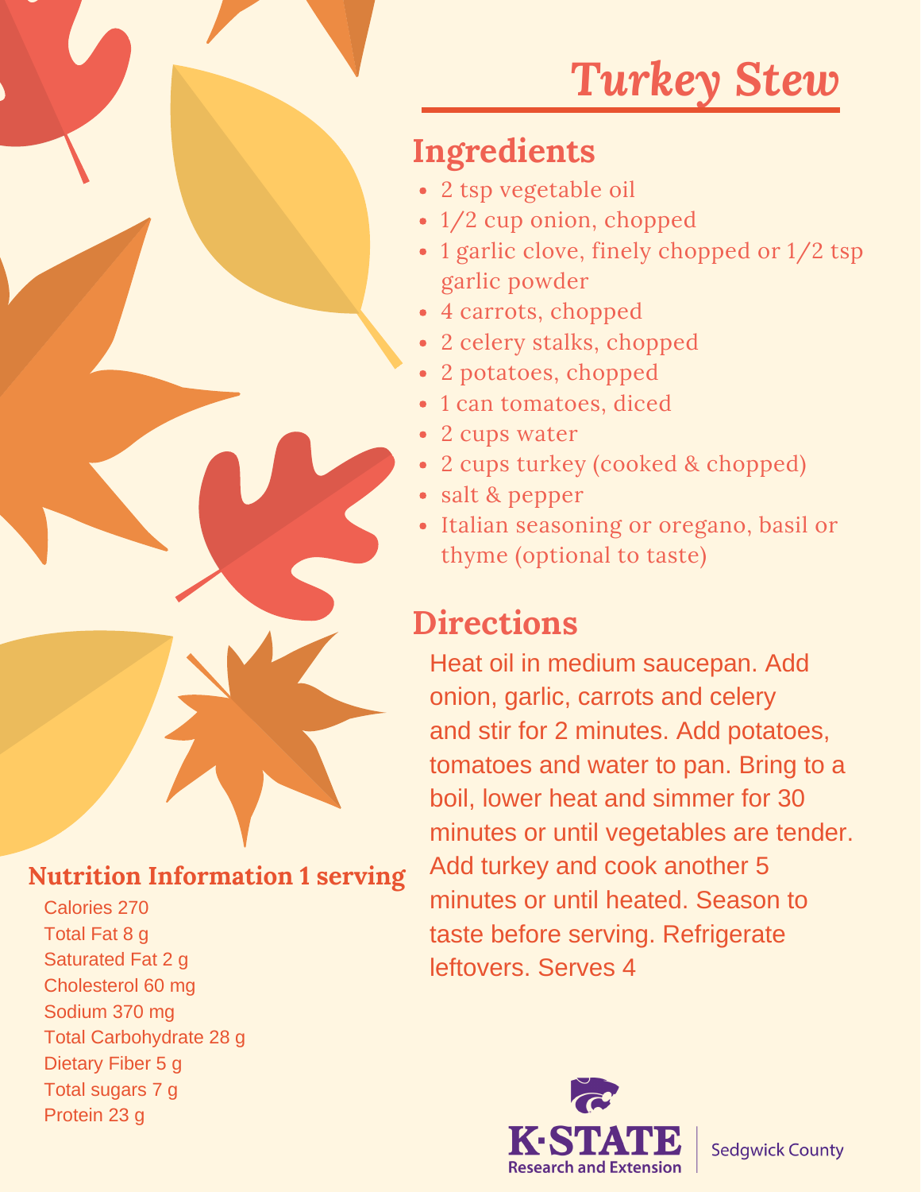# *Turkey Stew*

## Ingredients

- 2 tsp vegetable oil
- 1/2 cup onion, chopped
- 1 garlic clove, finely chopped or 1/2 tsp garlic powder
- 4 carrots, chopped
- 2 celery stalks, chopped
- 2 potatoes, chopped
- 1 can tomatoes, diced
- 2 cups water
- 2 cups turkey (cooked & chopped)
- salt & pepper
- Italian seasoning or oregano, basil or thyme (optional to taste)

## Directions

Heat oil in medium saucepan. Add onion, garlic, carrots and celery and stir for 2 minutes. Add potatoes, tomatoes and water to pan. Bring to a boil, lower heat and simmer for 30 minutes or until vegetables are tender. Add turkey and cook another 5 minutes or until heated. Season to taste before serving. Refrigerate leftovers. Serves 4

### Nutrition Information 1 serving

Calories 270
Total Fat 8 g
Saturated Fat 2 g
Cholesterol 60 mg
Sodium 370 mg
Total Carbohydrate 28 g
Dietary Fiber 5 g
Total sugars 7 g
Protein 23 g

K-STATE Research and Extension | Sedgwick County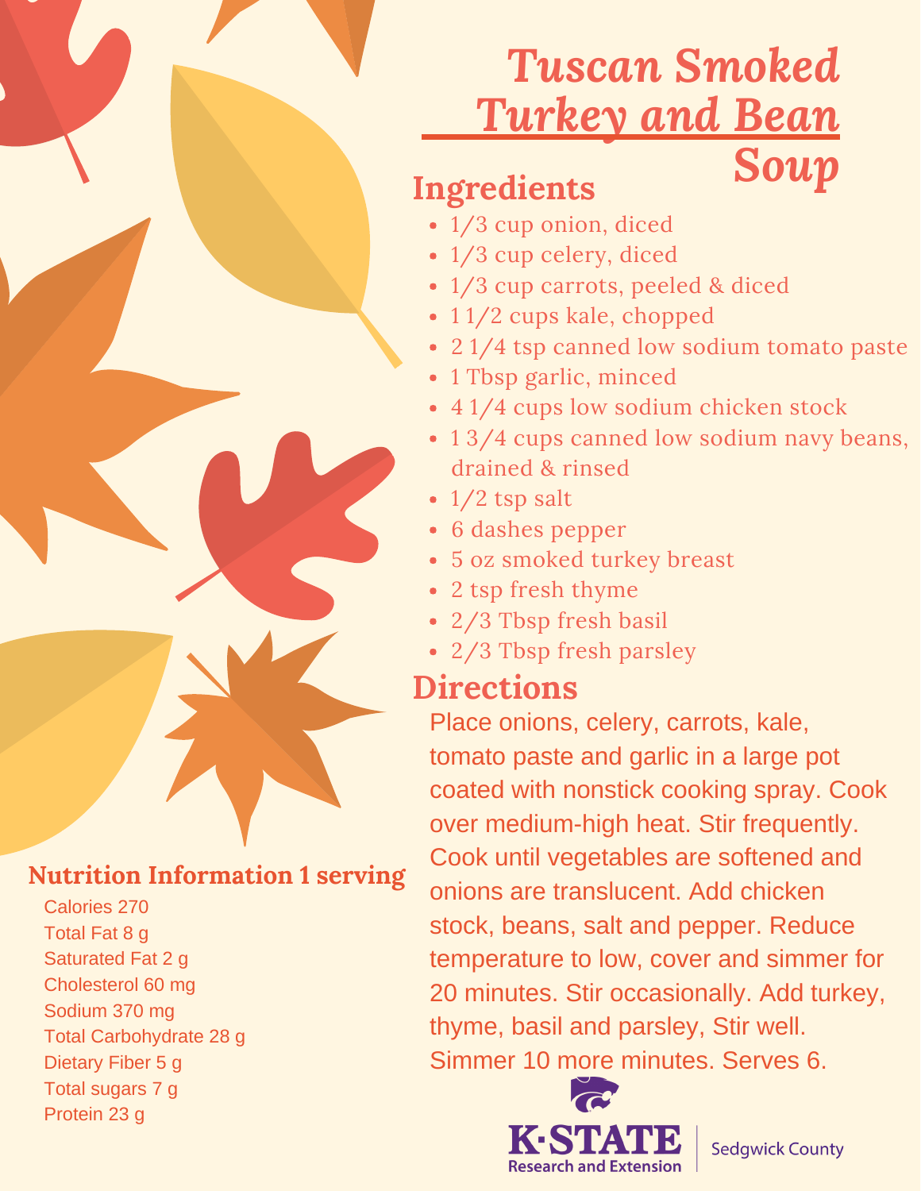# Tuscan Smoked Turkey and Bean Soup

## Ingredients

- 1/3 cup onion, diced
- 1/3 cup celery, diced
- 1/3 cup carrots, peeled & diced
- 1 1/2 cups kale, chopped
- 2 1/4 tsp canned low sodium tomato paste
- 1 Tbsp garlic, minced
- 4 1/4 cups low sodium chicken stock
- 1 3/4 cups canned low sodium navy beans, drained & rinsed
- 1/2 tsp salt
- 6 dashes pepper
- 5 oz smoked turkey breast
- 2 tsp fresh thyme
- 2/3 Tbsp fresh basil
- 2/3 Tbsp fresh parsley

## Directions

Place onions, celery, carrots, kale, tomato paste and garlic in a large pot coated with nonstick cooking spray. Cook over medium-high heat. Stir frequently. Cook until vegetables are softened and onions are translucent. Add chicken stock, beans, salt and pepper. Reduce temperature to low, cover and simmer for 20 minutes. Stir occasionally. Add turkey, thyme, basil and parsley, Stir well. Simmer 10 more minutes. Serves 6.

## Nutrition Information 1 serving

Calories 270
Total Fat 8 g
Saturated Fat 2 g
Cholesterol 60 mg
Sodium 370 mg
Total Carbohydrate 28 g
Dietary Fiber 5 g
Total sugars 7 g
Protein 23 g

K·STATE Research and Extension | Sedgwick County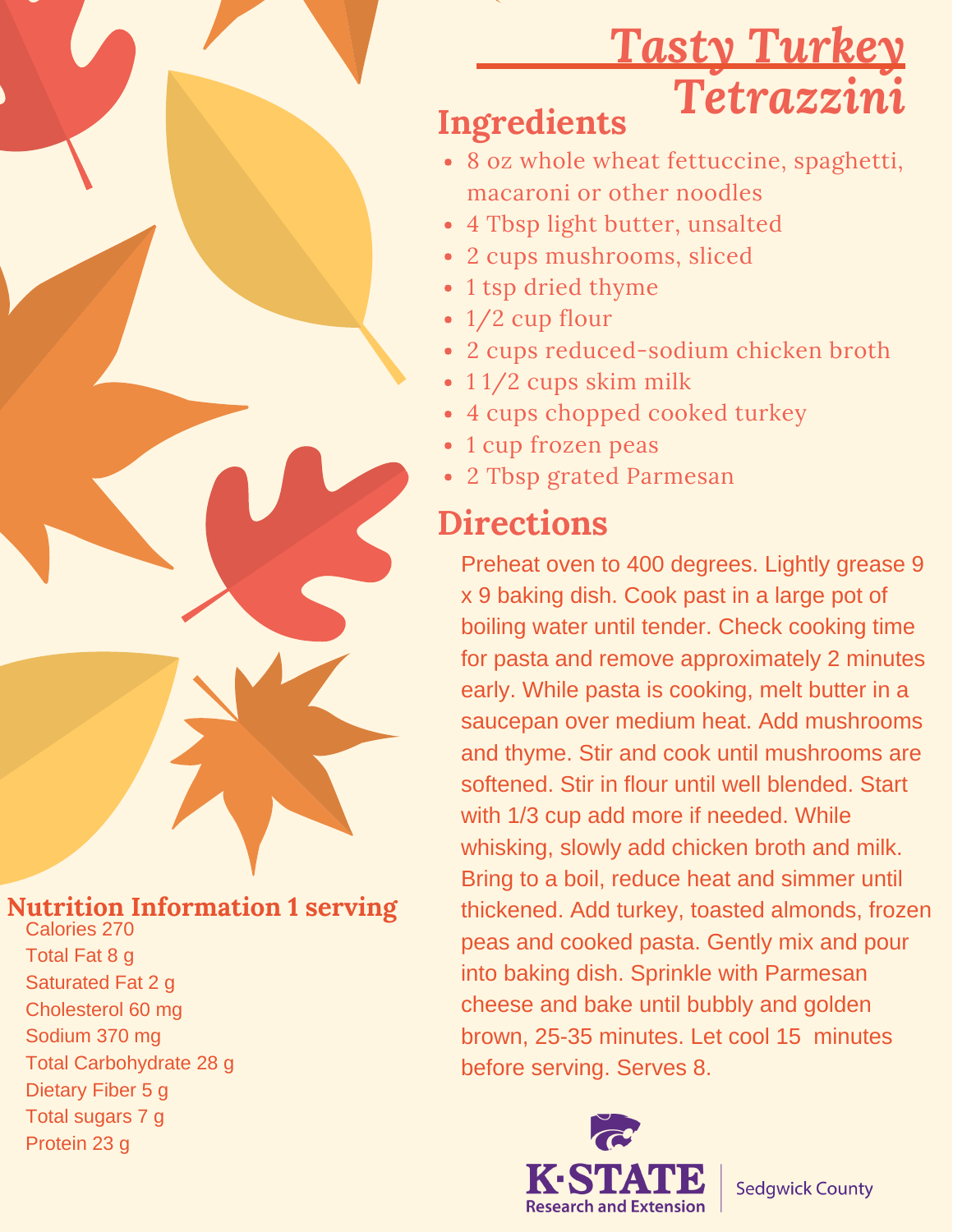# Tasty Turkey Tetrazzini

## Ingredients

- 8 oz whole wheat fettuccine, spaghetti, macaroni or other noodles
- 4 Tbsp light butter, unsalted
- 2 cups mushrooms, sliced
- 1 tsp dried thyme
- 1/2 cup flour
- 2 cups reduced-sodium chicken broth
- 1 1/2 cups skim milk
- 4 cups chopped cooked turkey
- 1 cup frozen peas
- 2 Tbsp grated Parmesan

## Directions

Preheat oven to 400 degrees. Lightly grease 9 x 9 baking dish. Cook past in a large pot of boiling water until tender. Check cooking time for pasta and remove approximately 2 minutes early. While pasta is cooking, melt butter in a saucepan over medium heat. Add mushrooms and thyme. Stir and cook until mushrooms are softened. Stir in flour until well blended. Start with 1/3 cup add more if needed. While whisking, slowly add chicken broth and milk. Bring to a boil, reduce heat and simmer until thickened. Add turkey, toasted almonds, frozen peas and cooked pasta. Gently mix and pour into baking dish. Sprinkle with Parmesan cheese and bake until bubbly and golden brown, 25-35 minutes. Let cool 15 minutes before serving. Serves 8.

## Nutrition Information 1 serving

Calories 270
Total Fat 8 g
Saturated Fat 2 g
Cholesterol 60 mg
Sodium 370 mg
Total Carbohydrate 28 g
Dietary Fiber 5 g
Total sugars 7 g
Protein 23 g

K-STATE Research and Extension | Sedgwick County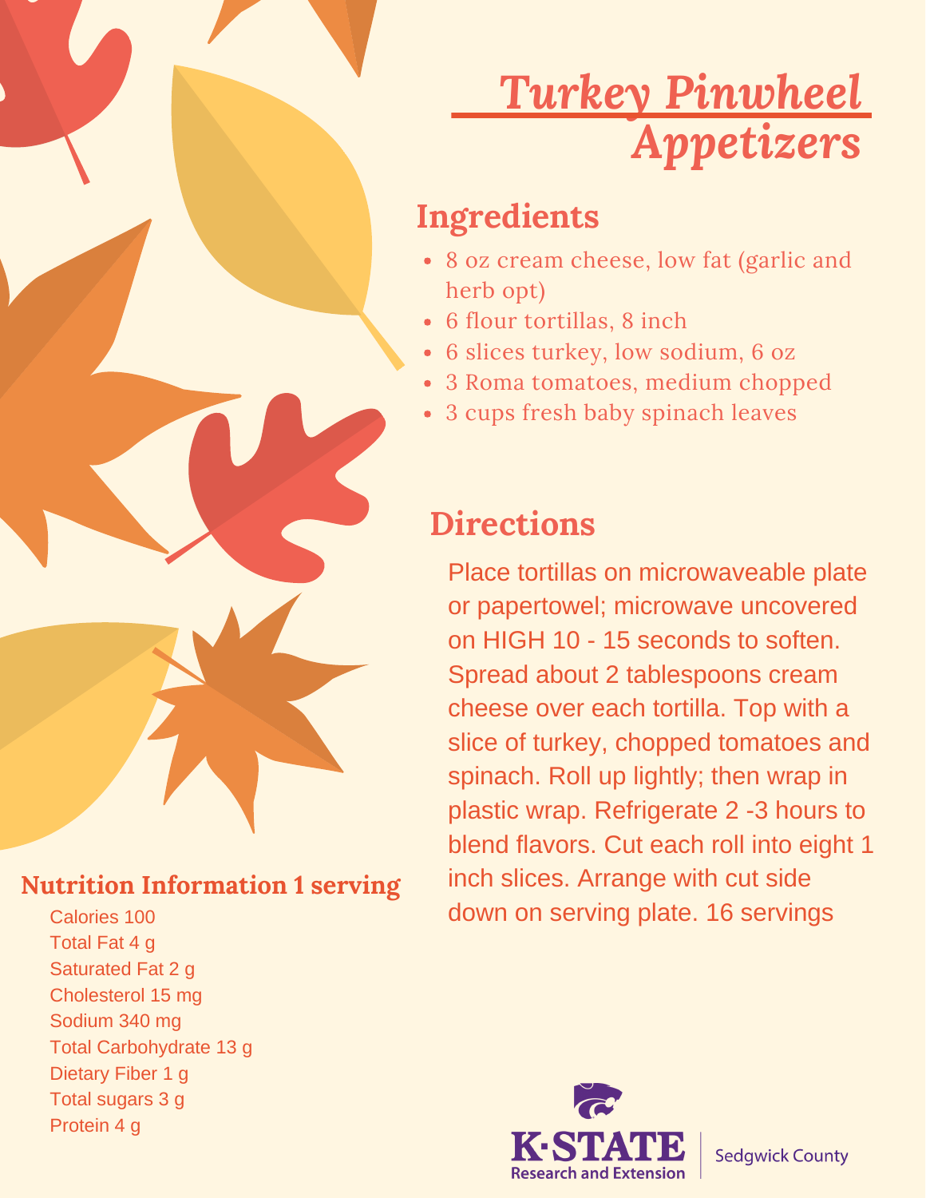# Turkey Pinwheel Appetizers

## Ingredients

- 8 oz cream cheese, low fat (garlic and herb opt)
- 6 flour tortillas, 8 inch
- 6 slices turkey, low sodium, 6 oz
- 3 Roma tomatoes, medium chopped
- 3 cups fresh baby spinach leaves

## Directions

Place tortillas on microwaveable plate or papertowel; microwave uncovered on HIGH 10 - 15 seconds to soften. Spread about 2 tablespoons cream cheese over each tortilla. Top with a slice of turkey, chopped tomatoes and spinach. Roll up lightly; then wrap in plastic wrap. Refrigerate 2 -3 hours to blend flavors. Cut each roll into eight 1 inch slices. Arrange with cut side down on serving plate. 16 servings

### Nutrition Information 1 serving

Calories 100
Total Fat 4 g
Saturated Fat 2 g
Cholesterol 15 mg
Sodium 340 mg
Total Carbohydrate 13 g
Dietary Fiber 1 g
Total sugars 3 g
Protein 4 g

K-STATE Research and Extension | Sedgwick County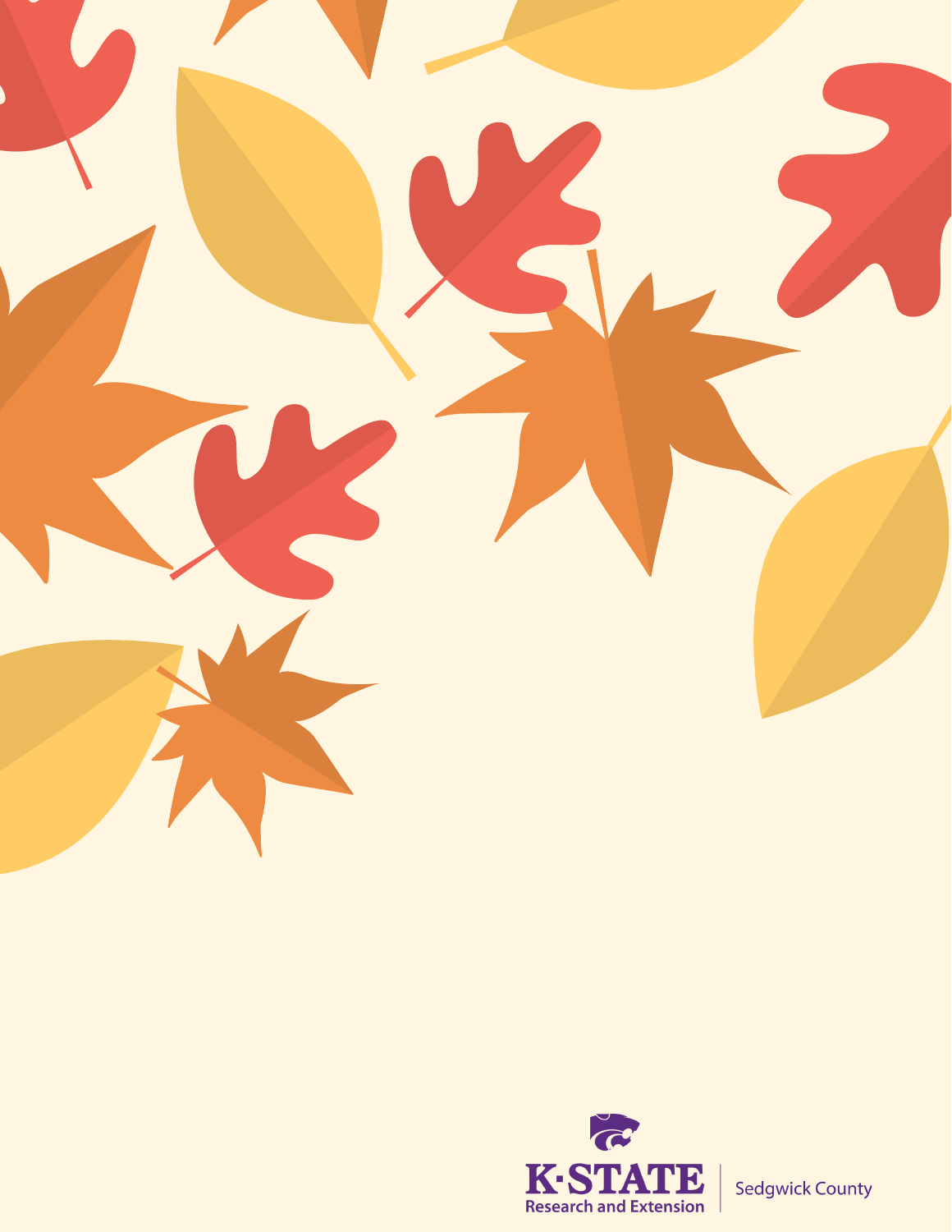K·STATE Research and Extension | Sedgwick County